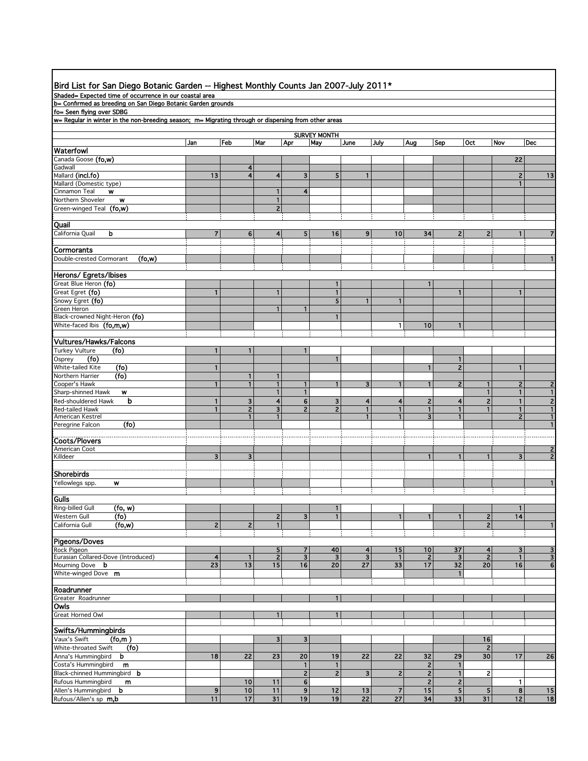## Bird List for San Diego Botanic Garden -- Highest Monthly Counts Jan 2007-July 2011*

Shaded= Expected time of occurrence in our coastal area
b= Confirmed as breeding on San Diego Botanic Garden grounds
fo= Seen flying over SDBG
w= Regular in winter in the non-breeding season; m= Migrating through or dispersing from other areas

| | Jan | Feb | Mar | Apr | May | June | July | Aug | Sep | Oct | Nov | Dec |
|---|---|---|---|---|---|---|---|---|---|---|---|---|
| **Waterfowl** | | | | | | | | | | | | |
| Canada Goose (fo,w) | | | | | | | | | | | 22 | |
| Gadwall | | 4 | | | | | | | | | | |
| Mallard (incl.fo) | 13 | 4 | 4 | 3 | 5 | 1 | | | | | 2 | 13 |
| Mallard (Domestic type) | | | | | | | | | | | 1 | |
| Cinnamon Teal w | | | 1 | 4 | | | | | | | | |
| Northern Shoveler w | | | 1 | | | | | | | | | |
| Green-winged Teal (fo,w) | | | 2 | | | | | | | | | |
| **Quail** | | | | | | | | | | | | |
| California Quail b | 7 | 6 | 4 | 5 | 16 | 9 | 10 | 34 | 2 | 2 | 1 | 7 |
| **Cormorants** | | | | | | | | | | | | |
| Double-crested Cormorant (fo,w) | | | | | | | | | | | | 1 |
| **Herons/ Egrets/Ibises** | | | | | | | | | | | | |
| Great Blue Heron (fo) | | | | | 1 | | | 1 | | | | |
| Great Egret (fo) | 1 | | 1 | | 1 | | | | 1 | | 1 | |
| Snowy Egret (fo) | | | | | 5 | 1 | 1 | | | | | |
| Green Heron | | | 1 | 1 | | | | | | | | |
| Black-crowned Night-Heron (fo) | | | | | 1 | | | | | | | |
| White-faced Ibis (fo,m,w) | | | | | | | 1 | 10 | 1 | | | |
| **Vultures/Hawks/Falcons** | | | | | | | | | | | | |
| Turkey Vulture (fo) | 1 | 1 | | 1 | | | | | | | | |
| Osprey (fo) | | | | | 1 | | | | 1 | | | |
| White-tailed Kite (fo) | 1 | | | | | | | 1 | 2 | | 1 | |
| Northern Harrier (fo) | | 1 | 1 | | | | | | | | | |
| Cooper's Hawk | 1 | 1 | 1 | 1 | 1 | 3 | 1 | 1 | 2 | 1 | 2 | 2 |
| Sharp-shinned Hawk w | | | 1 | 1 | | | | | | 1 | 1 | 1 |
| Red-shouldered Hawk b | 1 | 3 | 4 | 6 | 3 | 4 | 4 | 2 | 4 | 2 | 1 | 2 |
| Red-tailed Hawk | 1 | 2 | 3 | 2 | 2 | 1 | 1 | 1 | 1 | 1 | 1 | 1 |
| American Kestrel | | 1 | 1 | | | 1 | 1 | 3 | 1 | | 2 | 1 |
| Peregrine Falcon (fo) | | | | | | | | | | | | 1 |
| **Coots/Plovers** | | | | | | | | | | | | |
| American Coot | | | | | | | | | | | | 2 |
| Killdeer | 3 | 3 | | | | | | 1 | 1 | 1 | 3 | 2 |
| **Shorebirds** | | | | | | | | | | | | |
| Yellowlegs spp. w | | | | | | | | | | | | 1 |
| **Gulls** | | | | | | | | | | | | |
| Ring-billed Gull (fo, w) | | | | | 1 | | | | | | 1 | |
| Western Gull (fo) | | | 2 | 3 | 1 | | 1 | 1 | 1 | 2 | 14 | |
| California Gull (fo,w) | 2 | 2 | 1 | | | | | | | 2 | | 1 |
| **Pigeons/Doves** | | | | | | | | | | | | |
| Rock Pigeon | | | 5 | 7 | 40 | 4 | 15 | 10 | 37 | 4 | 3 | 3 |
| Eurasian Collared-Dove (Introduced) | 4 | 1 | 2 | 3 | 3 | 3 | 1 | 2 | 3 | 2 | 1 | 3 |
| Mourning Dove b | 23 | 13 | 15 | 16 | 20 | 27 | 33 | 17 | 32 | 20 | 16 | 6 |
| White-winged Dove m | | | | | | | | | 1 | | | |
| **Roadrunner** | | | | | | | | | | | | |
| Greater Roadrunner | | | | | 1 | | | | | | | |
| **Owls** | | | | | | | | | | | | |
| Great Horned Owl | | | 1 | | 1 | | | | | | | |
| **Swifts/Hummingbirds** | | | | | | | | | | | | |
| Vaux's Swift (fo,m) | | | 3 | 3 | | | | | | 16 | | |
| White-throated Swift (fo) | | | | | | | | | | 2 | | |
| Anna's Hummingbird b | 18 | 22 | 23 | 20 | 19 | 22 | 22 | 32 | 29 | 30 | 17 | 26 |
| Costa's Hummingbird m | | | | 1 | 1 | | | 2 | 1 | | | |
| Black-chinned Hummingbird b | | | | 2 | 2 | 3 | 2 | 2 | 1 | 2 | | |
| Rufous Hummingbird m | | 10 | 11 | 6 | | | | 2 | 2 | | 1 | |
| Allen's Hummingbird b | 9 | 10 | 11 | 9 | 12 | 13 | 7 | 15 | 5 | 5 | 8 | 15 |
| Rufous/Allen's sp m,b | 11 | 17 | 31 | 19 | 19 | 22 | 27 | 34 | 33 | 31 | 12 | 18 |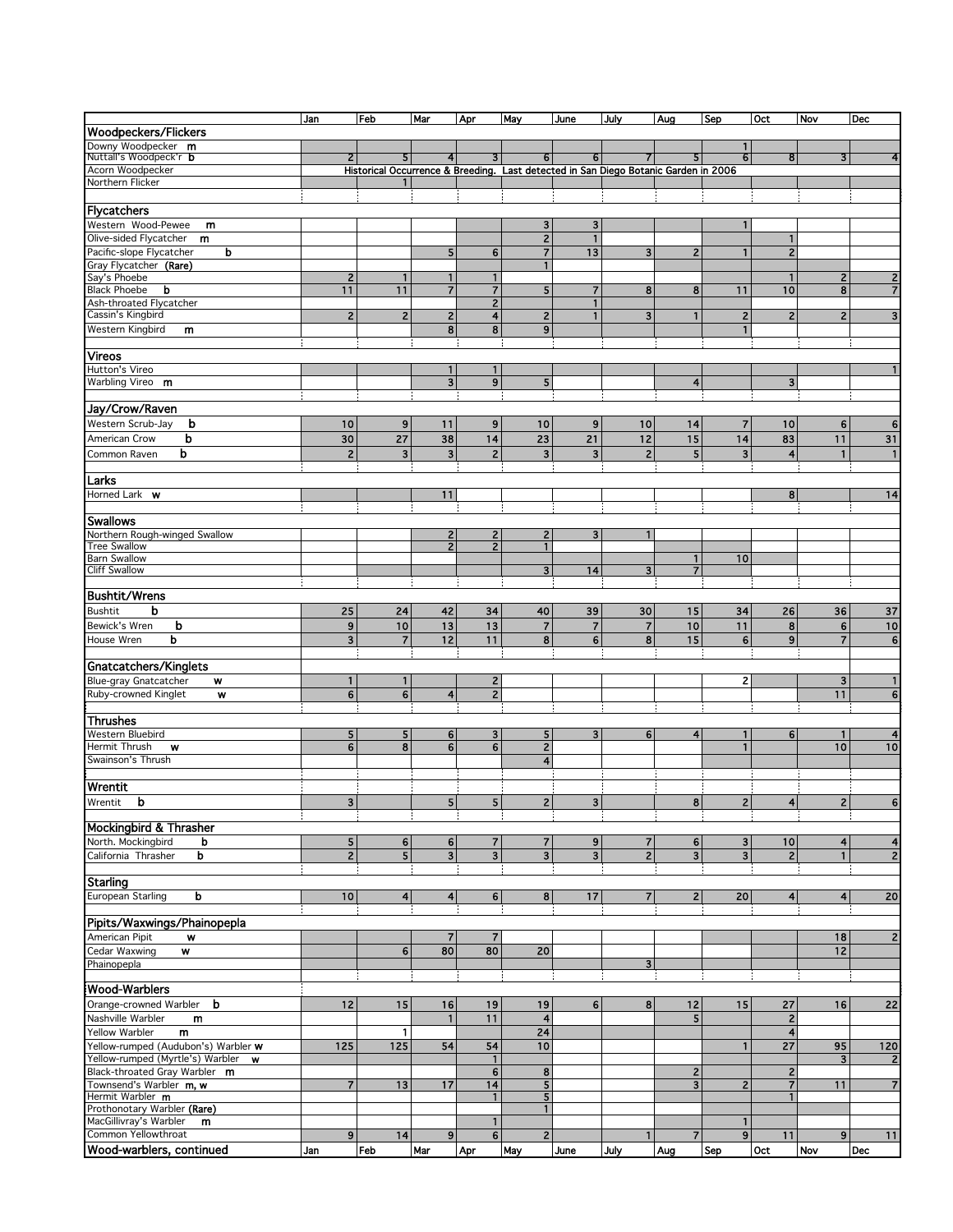| | Jan | Feb | Mar | Apr | May | June | July | Aug | Sep | Oct | Nov | Dec |
|---|---|---|---|---|---|---|---|---|---|---|---|---|
| **Woodpeckers/Flickers** | | | | | | | | | | | | |
| Downy Woodpecker m | | | | | | | | | 1 | | | |
| Nuttall's Woodpeck'r b | 2 | 5 | 4 | 3 | 6 | 6 | 7 | 5 | 6 | 8 | 3 | 4 |
| Acorn Woodpecker | Historical Occurrence & Breeding. Last detected in San Diego Botanic Garden in 2006 | | | | | | | | | | | |
| Northern Flicker | | 1 | | | | | | | | | | |
| **Flycatchers** | | | | | | | | | | | | |
| Western Wood-Pewee m | | | | | 3 | 3 | | | 1 | | | |
| Olive-sided Flycatcher m | | | | | 2 | 1 | | | | 1 | | |
| Pacific-slope Flycatcher b | | | 5 | 6 | 7 | 13 | 3 | 2 | 1 | 2 | | |
| Gray Flycatcher (Rare) | | | | | 1 | | | | | | | |
| Say's Phoebe | 2 | 1 | 1 | 1 | | | | | | 1 | 2 | 2 |
| Black Phoebe b | 11 | 11 | 7 | 7 | 5 | 7 | 8 | 8 | 11 | 10 | 8 | 7 |
| Ash-throated Flycatcher | | | | 2 | | 1 | | | | | | |
| Cassin's Kingbird | 2 | 2 | 2 | 4 | 2 | 1 | 3 | 1 | 2 | 2 | 2 | 3 |
| Western Kingbird m | | | 8 | 8 | 9 | | | | 1 | | | |
| **Vireos** | | | | | | | | | | | | |
| Hutton's Vireo | | | 1 | 1 | | | | | | | | 1 |
| Warbling Vireo m | | | 3 | 9 | 5 | | | 4 | | 3 | | |
| **Jay/Crow/Raven** | | | | | | | | | | | | |
| Western Scrub-Jay b | 10 | 9 | 11 | 9 | 10 | 9 | 10 | 14 | 7 | 10 | 6 | 6 |
| American Crow b | 30 | 27 | 38 | 14 | 23 | 21 | 12 | 15 | 14 | 83 | 11 | 31 |
| Common Raven b | 2 | 3 | 3 | 2 | 3 | 3 | 2 | 5 | 3 | 4 | 1 | 1 |
| **Larks** | | | | | | | | | | | | |
| Horned Lark w | | | 11 | | | | | | | 8 | | 14 |
| **Swallows** | | | | | | | | | | | | |
| Northern Rough-winged Swallow | | | 2 | 2 | 2 | 3 | 1 | | | | | |
| Tree Swallow | | | 2 | 2 | 1 | | | | | | | |
| Barn Swallow | | | | | | | | 1 | 10 | | | |
| Cliff Swallow | | | | | 3 | 14 | 3 | 7 | | | | |
| **Bushtit/Wrens** | | | | | | | | | | | | |
| Bushtit b | 25 | 24 | 42 | 34 | 40 | 39 | 30 | 15 | 34 | 26 | 36 | 37 |
| Bewick's Wren b | 9 | 10 | 13 | 13 | 7 | 7 | 7 | 10 | 11 | 8 | 6 | 10 |
| House Wren b | 3 | 7 | 12 | 11 | 8 | 6 | 8 | 15 | 6 | 9 | 7 | 6 |
| **Gnatcatchers/Kinglets** | | | | | | | | | | | | |
| Blue-gray Gnatcatcher w | 1 | 1 | | 2 | | | | | 2 | | 3 | 1 |
| Ruby-crowned Kinglet w | 6 | 6 | 4 | 2 | | | | | | | 11 | 6 |
| **Thrushes** | | | | | | | | | | | | |
| Western Bluebird | 5 | 5 | 6 | 3 | 5 | 3 | 6 | 4 | 1 | 6 | 1 | 4 |
| Hermit Thrush w | 6 | 8 | 6 | 6 | 2 | | | | 1 | | 10 | 10 |
| Swainson's Thrush | | | | | 4 | | | | | | | |
| **Wrentit** | | | | | | | | | | | | |
| Wrentit b | 3 | | 5 | 5 | 2 | 3 | | 8 | 2 | 4 | 2 | 6 |
| **Mockingbird & Thrasher** | | | | | | | | | | | | |
| North. Mockingbird b | 5 | 6 | 6 | 7 | 7 | 9 | 7 | 6 | 3 | 10 | 4 | 4 |
| California Thrasher b | 2 | 5 | 3 | 3 | 3 | 3 | 2 | 3 | 3 | 2 | 1 | 2 |
| **Starling** | | | | | | | | | | | | |
| European Starling b | 10 | 4 | 4 | 6 | 8 | 17 | 7 | 2 | 20 | 4 | 4 | 20 |
| **Pipits/Waxwings/Phainopepla** | | | | | | | | | | | | |
| American Pipit w | | | 7 | 7 | | | | | | | 18 | 2 |
| Cedar Waxwing w | | 6 | 80 | 80 | 20 | | | | | | 12 | |
| Phainopepla | | | | | | | 3 | | | | | |
| **Wood-Warblers** | | | | | | | | | | | | |
| Orange-crowned Warbler b | 12 | 15 | 16 | 19 | 19 | 6 | 8 | 12 | 15 | 27 | 16 | 22 |
| Nashville Warbler m | | | 1 | 11 | 4 | | | 5 | | 2 | | |
| Yellow Warbler m | | 1 | | | 24 | | | | | 4 | | |
| Yellow-rumped (Audubon's) Warbler w | 125 | 125 | 54 | 54 | 10 | | | | 1 | 27 | 95 | 120 |
| Yellow-rumped (Myrtle's) Warbler w | | | | 1 | | | | | | | 3 | 2 |
| Black-throated Gray Warbler m | | | | 6 | 8 | | | 2 | | 2 | | |
| Townsend's Warbler m, w | 7 | 13 | 17 | 14 | 5 | | | 3 | 2 | 7 | 11 | 7 |
| Hermit Warbler m | | | | 1 | 5 | | | | | 1 | | |
| Prothonotary Warbler (Rare) | | | | | 1 | | | | | | | |
| MacGillivray's Warbler m | | | | 1 | | | | | 1 | | | |
| Common Yellowthroat | 9 | 14 | 9 | 6 | 2 | | 1 | 7 | 9 | 11 | 9 | 11 |
| **Wood-warblers, continued** | Jan | Feb | Mar | Apr | May | June | July | Aug | Sep | Oct | Nov | Dec |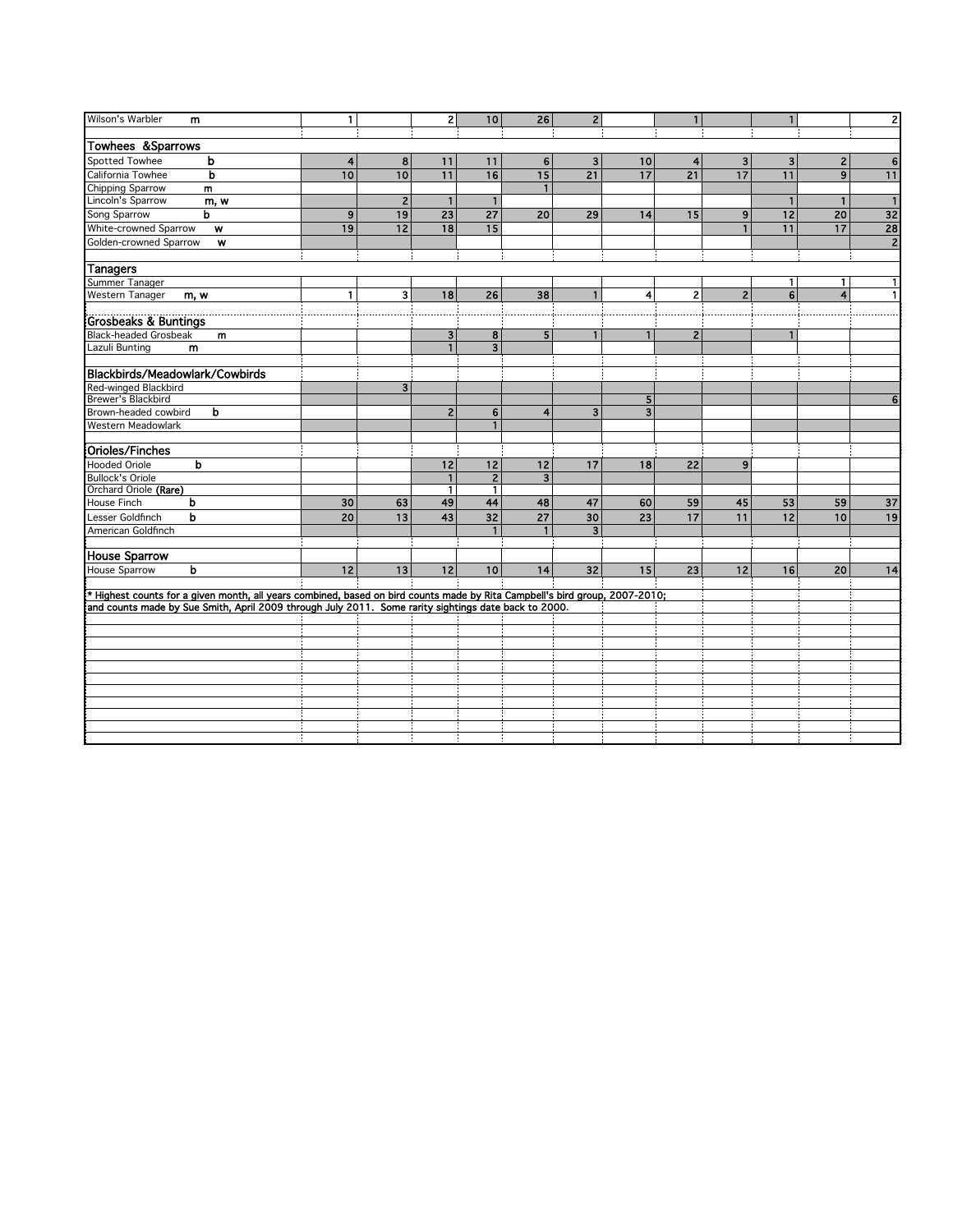| | | | | | | | | | | | | | |
|---|---|---|---|---|---|---|---|---|---|---|---|---|---|
| Wilson's Warbler | m | 1 | | 2 | 10 | 26 | 2 | | 1 | | 1 | | 2 |
| **Towhees &Sparrows** | | | | | | | | | | | | | |
| Spotted Towhee | b | 4 | 8 | 11 | 11 | 6 | 3 | 10 | 4 | 3 | 3 | 2 | 6 |
| California Towhee | b | 10 | 10 | 11 | 16 | 15 | 21 | 17 | 21 | 17 | 11 | 9 | 11 |
| Chipping Sparrow | m | | | | | 1 | | | | | | | |
| Lincoln's Sparrow | m, w | | 2 | 1 | 1 | | | | | | 1 | 1 | 1 |
| Song Sparrow | b | 9 | 19 | 23 | 27 | 20 | 29 | 14 | 15 | 9 | 12 | 20 | 32 |
| White-crowned Sparrow | w | 19 | 12 | 18 | 15 | | | | | 1 | 11 | 17 | 28 |
| Golden-crowned Sparrow | w | | | | | | | | | | | | 2 |
| **Tanagers** | | | | | | | | | | | | | |
| Summer Tanager | | | | | | | | | | | 1 | 1 | 1 |
| Western Tanager | m, w | 1 | 3 | 18 | 26 | 38 | 1 | 4 | 2 | 2 | 6 | 4 | 1 |
| **Grosbeaks & Buntings** | | | | | | | | | | | | | |
| Black-headed Grosbeak | m | | | 3 | 8 | 5 | 1 | 1 | 2 | | 1 | | |
| Lazuli Bunting | m | | | 1 | 3 | | | | | | | | |
| **Blackbirds/Meadowlark/Cowbirds** | | | | | | | | | | | | | |
| Red-winged Blackbird | | | 3 | | | | | | | | | | |
| Brewer's Blackbird | | | | | | | | 5 | | | | | 6 |
| Brown-headed cowbird | b | | | 2 | 6 | 4 | 3 | 3 | | | | | |
| Western Meadowlark | | | | | 1 | | | | | | | | |
| **Orioles/Finches** | | | | | | | | | | | | | |
| Hooded Oriole | b | | | 12 | 12 | 12 | 17 | 18 | 22 | 9 | | | |
| Bullock's Oriole | | | | 1 | 2 | 3 | | | | | | | |
| Orchard Oriole **(Rare)** | | | | 1 | 1 | | | | | | | | |
| House Finch | b | 30 | 63 | 49 | 44 | 48 | 47 | 60 | 59 | 45 | 53 | 59 | 37 |
| Lesser Goldfinch | b | 20 | 13 | 43 | 32 | 27 | 30 | 23 | 17 | 11 | 12 | 10 | 19 |
| American Goldfinch | | | | | 1 | 1 | 3 | | | | | | |
| **House Sparrow** | | | | | | | | | | | | | |
| House Sparrow | b | 12 | 13 | 12 | 10 | 14 | 32 | 15 | 23 | 12 | 16 | 20 | 14 |

* Highest counts for a given month, all years combined, based on bird counts made by Rita Campbell's bird group, 2007-2010; and counts made by Sue Smith, April 2009 through July 2011. Some rarity sightings date back to 2000.